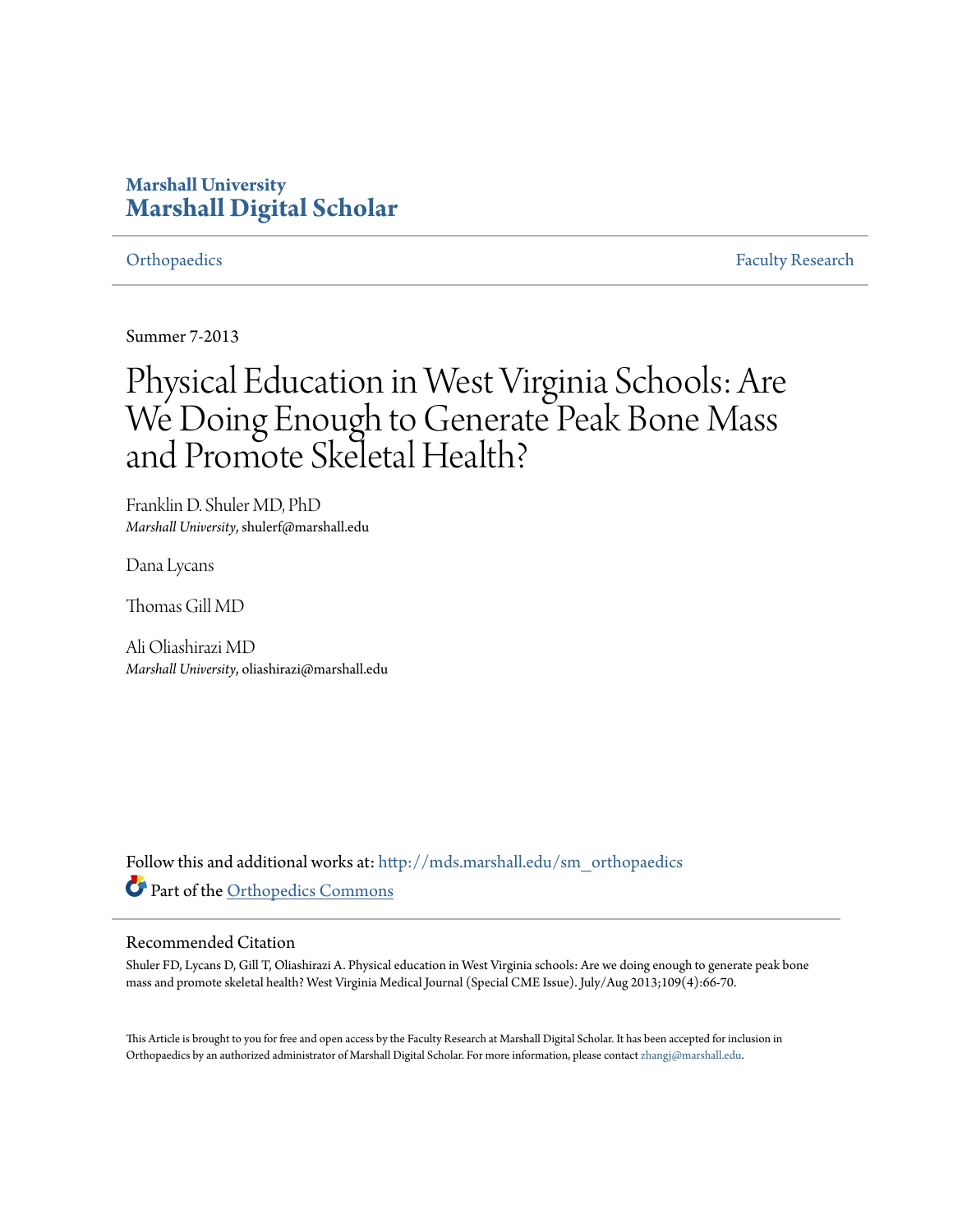Marshall University
**Marshall Digital Scholar**

Orthopaedics | Faculty Research

Summer 7-2013

# Physical Education in West Virginia Schools: Are We Doing Enough to Generate Peak Bone Mass and Promote Skeletal Health?

Franklin D. Shuler MD, PhD
*Marshall University*, shulerf@marshall.edu

Dana Lycans

Thomas Gill MD

Ali Oliashirazi MD
*Marshall University*, oliashirazi@marshall.edu

Follow this and additional works at: http://mds.marshall.edu/sm_orthopaedics

Part of the Orthopedics Commons

## Recommended Citation

Shuler FD, Lycans D, Gill T, Oliashirazi A. Physical education in West Virginia schools: Are we doing enough to generate peak bone mass and promote skeletal health? West Virginia Medical Journal (Special CME Issue). July/Aug 2013;109(4):66-70.

This Article is brought to you for free and open access by the Faculty Research at Marshall Digital Scholar. It has been accepted for inclusion in Orthopaedics by an authorized administrator of Marshall Digital Scholar. For more information, please contact zhangj@marshall.edu.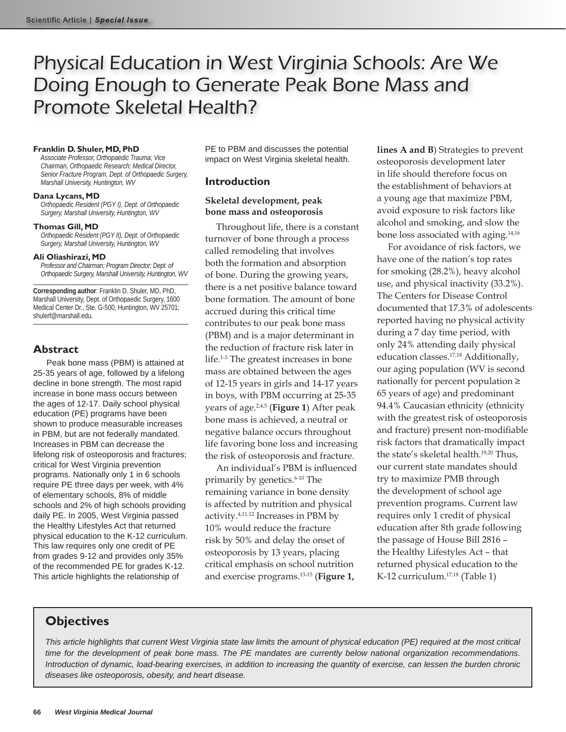# Physical Education in West Virginia Schools: Are We Doing Enough to Generate Peak Bone Mass and Promote Skeletal Health?

**Franklin D. Shuler, MD, PhD**
*Associate Professor, Orthopaedic Trauma; Vice Chairman, Orthopaedic Research; Medical Director, Senior Fracture Program, Dept. of Orthopaedic Surgery, Marshall University, Huntington, WV*

**Dana Lycans, MD**
*Orthopaedic Resident (PGY I), Dept. of Orthopaedic Surgery, Marshall University, Huntington, WV*

**Thomas Gill, MD**
*Orthopaedic Resident (PGY II), Dept. of Orthopaedic Surgery, Marshall University, Huntington, WV*

**Ali Oliashirazi, MD**
*Professor and Chairman; Program Director; Dept. of Orthopaedic Surgery, Marshall University, Huntington, WV*

**Corresponding author**: Franklin D. Shuler, MD, PhD, Marshall University, Dept. of Orthopaedic Surgery, 1600 Medical Center Dr., Ste. G-500, Huntington, WV 25701; shulerf@marshall.edu.

## Abstract

Peak bone mass (PBM) is attained at 25-35 years of age, followed by a lifelong decline in bone strength. The most rapid increase in bone mass occurs between the ages of 12-17. Daily school physical education (PE) programs have been shown to produce measurable increases in PBM, but are not federally mandated. Increases in PBM can decrease the lifelong risk of osteoporosis and fractures; critical for West Virginia prevention programs. Nationally only 1 in 6 schools require PE three days per week, with 4% of elementary schools, 8% of middle schools and 2% of high schools providing daily PE. In 2005, West Virginia passed the Healthy Lifestyles Act that returned physical education to the K-12 curriculum. This law requires only one credit of PE from grades 9-12 and provides only 35% of the recommended PE for grades K-12. This article highlights the relationship of PE to PBM and discusses the potential impact on West Virginia skeletal health.

## Introduction

### Skeletal development, peak bone mass and osteoporosis

Throughout life, there is a constant turnover of bone through a process called remodeling that involves both the formation and absorption of bone. During the growing years, there is a net positive balance toward bone formation. The amount of bone accrued during this critical time contributes to our peak bone mass (PBM) and is a major determinant in the reduction of fracture risk later in life.[1-3] The greatest increases in bone mass are obtained between the ages of 12-15 years in girls and 14-17 years in boys, with PBM occurring at 25-35 years of age.[2,4,5] (**Figure 1**) After peak bone mass is achieved, a neutral or negative balance occurs throughout life favoring bone loss and increasing the risk of osteoporosis and fracture.

An individual's PBM is influenced primarily by genetics.[6-10] The remaining variance in bone density is affected by nutrition and physical activity.[4,11,12] Increases in PBM by 10% would reduce the fracture risk by 50% and delay the onset of osteoporosis by 13 years, placing critical emphasis on school nutrition and exercise programs.[13-15] (**Figure 1, lines A and B**) Strategies to prevent osteoporosis development later in life should therefore focus on the establishment of behaviors at a young age that maximize PBM, avoid exposure to risk factors like alcohol and smoking, and slow the bone loss associated with aging.[14,16]

For avoidance of risk factors, we have one of the nation's top rates for smoking (28.2%), heavy alcohol use, and physical inactivity (33.2%). The Centers for Disease Control documented that 17.3% of adolescents reported having no physical activity during a 7 day time period, with only 24% attending daily physical education classes.[17,18] Additionally, our aging population (WV is second nationally for percent population ≥ 65 years of age) and predominant 94.4% Caucasian ethnicity (ethnicity with the greatest risk of osteoporosis and fracture) present non-modifiable risk factors that dramatically impact the state's skeletal health.[19,20] Thus, our current state mandates should try to maximize PMB through the development of school age prevention programs. Current law requires only 1 credit of physical education after 8th grade following the passage of House Bill 2816 – the Healthy Lifestyles Act – that returned physical education to the K-12 curriculum.[17,18] (Table 1)

## Objectives

*This article highlights that current West Virginia state law limits the amount of physical education (PE) required at the most critical time for the development of peak bone mass. The PE mandates are currently below national organization recommendations. Introduction of dynamic, load-bearing exercises, in addition to increasing the quantity of exercise, can lessen the burden chronic diseases like osteoporosis, obesity, and heart disease.*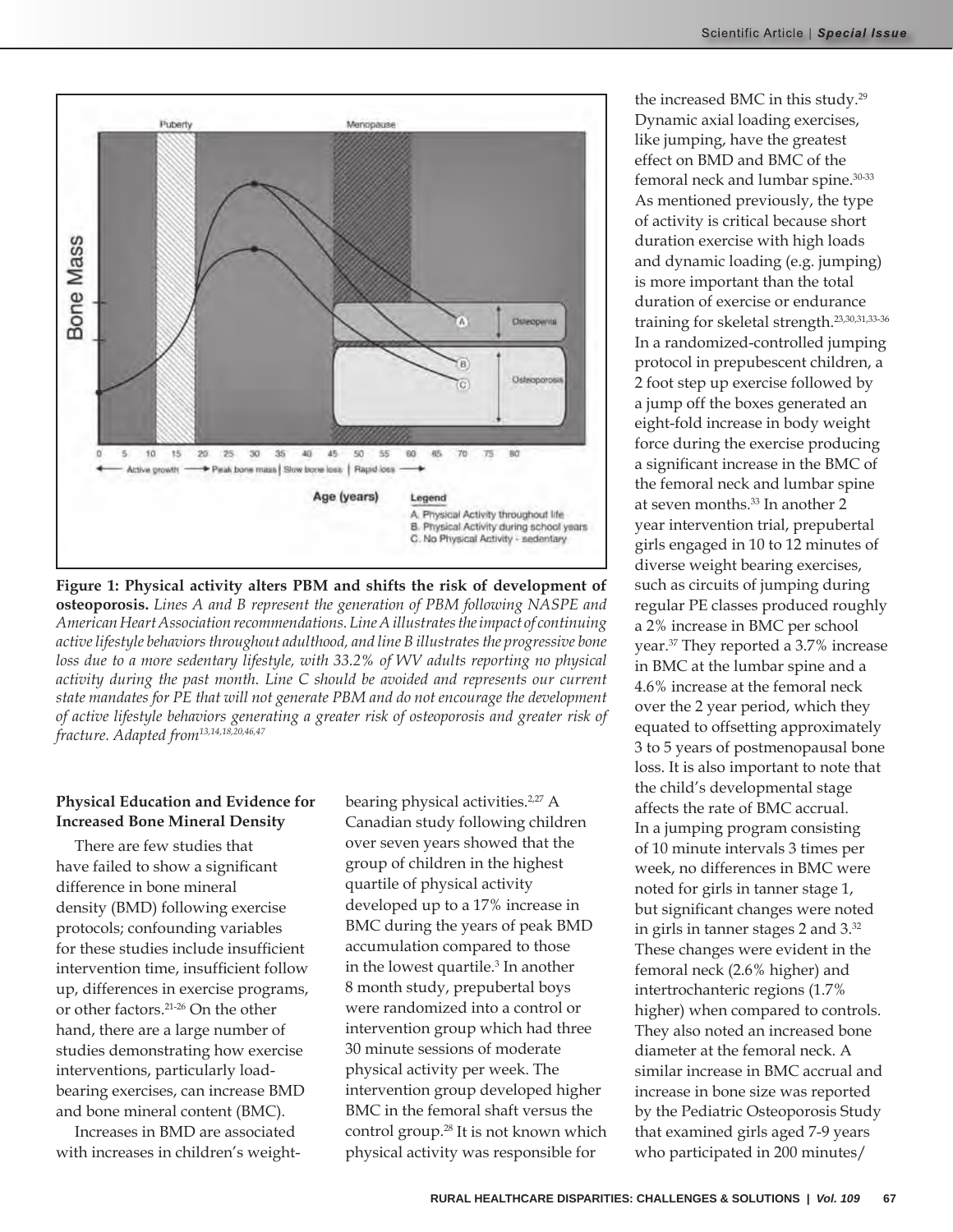**Figure 1: Physical activity alters PBM and shifts the risk of development of osteoporosis.** *Lines A and B represent the generation of PBM following NASPE and American Heart Association recommendations. Line A illustrates the impact of continuing active lifestyle behaviors throughout adulthood, and line B illustrates the progressive bone loss due to a more sedentary lifestyle, with 33.2% of WV adults reporting no physical activity during the past month. Line C should be avoided and represents our current state mandates for PE that will not generate PBM and do not encourage the development of active lifestyle behaviors generating a greater risk of osteoporosis and greater risk of fracture. Adapted from*[13,14,18,20,46,47]

**Physical Education and Evidence for Increased Bone Mineral Density**

There are few studies that have failed to show a significant difference in bone mineral density (BMD) following exercise protocols; confounding variables for these studies include insufficient intervention time, insufficient follow up, differences in exercise programs, or other factors.[21-26] On the other hand, there are a large number of studies demonstrating how exercise interventions, particularly load-bearing exercises, can increase BMD and bone mineral content (BMC).

Increases in BMD are associated with increases in children's weight-bearing physical activities.[2,27] A Canadian study following children over seven years showed that the group of children in the highest quartile of physical activity developed up to a 17% increase in BMC during the years of peak BMD accumulation compared to those in the lowest quartile.[3] In another 8 month study, prepubertal boys were randomized into a control or intervention group which had three 30 minute sessions of moderate physical activity per week. The intervention group developed higher BMC in the femoral shaft versus the control group.[28] It is not known which physical activity was responsible for the increased BMC in this study.[29] Dynamic axial loading exercises, like jumping, have the greatest effect on BMD and BMC of the femoral neck and lumbar spine.[30-33] As mentioned previously, the type of activity is critical because short duration exercise with high loads and dynamic loading (e.g. jumping) is more important than the total duration of exercise or endurance training for skeletal strength.[23,30,31,33-36] In a randomized-controlled jumping protocol in prepubescent children, a 2 foot step up exercise followed by a jump off the boxes generated an eight-fold increase in body weight force during the exercise producing a significant increase in the BMC of the femoral neck and lumbar spine at seven months.[33] In another 2 year intervention trial, prepubertal girls engaged in 10 to 12 minutes of diverse weight bearing exercises, such as circuits of jumping during regular PE classes produced roughly a 2% increase in BMC per school year.[37] They reported a 3.7% increase in BMC at the lumbar spine and a 4.6% increase at the femoral neck over the 2 year period, which they equated to offsetting approximately 3 to 5 years of postmenopausal bone loss. It is also important to note that the child's developmental stage affects the rate of BMC accrual. In a jumping program consisting of 10 minute intervals 3 times per week, no differences in BMC were noted for girls in tanner stage 1, but significant changes were noted in girls in tanner stages 2 and 3.[32] These changes were evident in the femoral neck (2.6% higher) and intertrochanteric regions (1.7% higher) when compared to controls. They also noted an increased bone diameter at the femoral neck. A similar increase in BMC accrual and increase in bone size was reported by the Pediatric Osteoporosis Study that examined girls aged 7-9 years who participated in 200 minutes/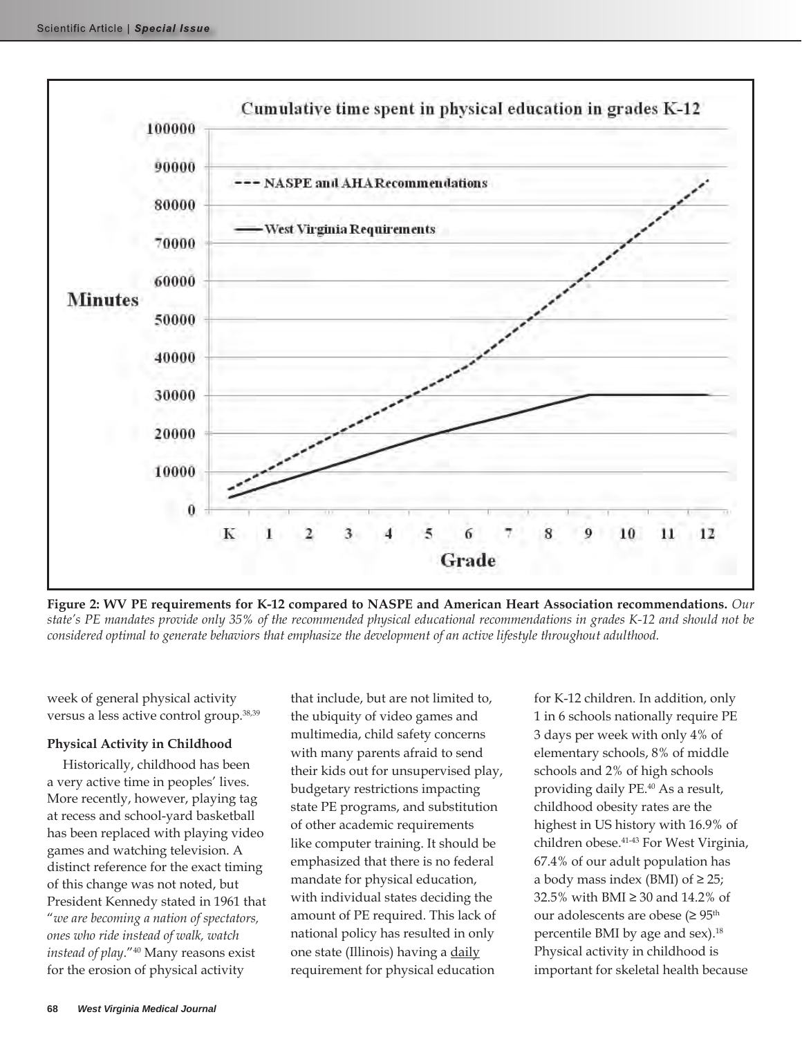**Figure 2: WV PE requirements for K-12 compared to NASPE and American Heart Association recommendations.** *Our state's PE mandates provide only 35% of the recommended physical educational recommendations in grades K-12 and should not be considered optimal to generate behaviors that emphasize the development of an active lifestyle throughout adulthood.*

week of general physical activity versus a less active control group.[38,39]

**Physical Activity in Childhood**

Historically, childhood has been a very active time in peoples' lives. More recently, however, playing tag at recess and school-yard basketball has been replaced with playing video games and watching television. A distinct reference for the exact timing of this change was not noted, but President Kennedy stated in 1961 that "*we are becoming a nation of spectators, ones who ride instead of walk, watch instead of play*."[40] Many reasons exist for the erosion of physical activity that include, but are not limited to, the ubiquity of video games and multimedia, child safety concerns with many parents afraid to send their kids out for unsupervised play, budgetary restrictions impacting state PE programs, and substitution of other academic requirements like computer training. It should be emphasized that there is no federal mandate for physical education, with individual states deciding the amount of PE required. This lack of national policy has resulted in only one state (Illinois) having a daily requirement for physical education for K-12 children. In addition, only 1 in 6 schools nationally require PE 3 days per week with only 4% of elementary schools, 8% of middle schools and 2% of high schools providing daily PE.[40] As a result, childhood obesity rates are the highest in US history with 16.9% of children obese.[41-43] For West Virginia, 67.4% of our adult population has a body mass index (BMI) of ≥ 25; 32.5% with BMI ≥ 30 and 14.2% of our adolescents are obese (≥ 95th percentile BMI by age and sex).[18] Physical activity in childhood is important for skeletal health because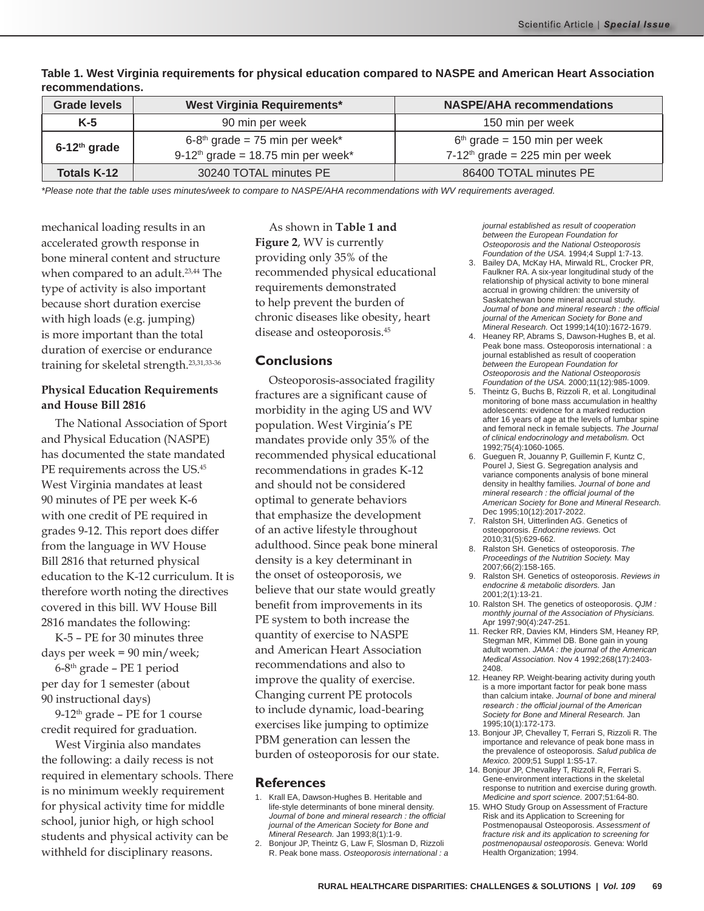**Table 1. West Virginia requirements for physical education compared to NASPE and American Heart Association recommendations.**

| Grade levels | West Virginia Requirements* | NASPE/AHA recommendations |
|---|---|---|
| K-5 | 90 min per week | 150 min per week |
| 6-12th grade | 6-8th grade = 75 min per week*<br>9-12th grade = 18.75 min per week* | 6th grade = 150 min per week<br>7-12th grade = 225 min per week |
| Totals K-12 | 30240 TOTAL minutes PE | 86400 TOTAL minutes PE |

*Please note that the table uses minutes/week to compare to NASPE/AHA recommendations with WV requirements averaged.*

mechanical loading results in an accelerated growth response in bone mineral content and structure when compared to an adult.[23,44] The type of activity is also important because short duration exercise with high loads (e.g. jumping) is more important than the total duration of exercise or endurance training for skeletal strength.[23,31,33-36]

### Physical Education Requirements and House Bill 2816

The National Association of Sport and Physical Education (NASPE) has documented the state mandated PE requirements across the US.[45] West Virginia mandates at least 90 minutes of PE per week K-6 with one credit of PE required in grades 9-12. This report does differ from the language in WV House Bill 2816 that returned physical education to the K-12 curriculum. It is therefore worth noting the directives covered in this bill. WV House Bill 2816 mandates the following:

K-5 – PE for 30 minutes three days per week = 90 min/week;

6-8th grade – PE 1 period per day for 1 semester (about 90 instructional days)

9-12th grade – PE for 1 course credit required for graduation.

West Virginia also mandates the following: a daily recess is not required in elementary schools. There is no minimum weekly requirement for physical activity time for middle school, junior high, or high school students and physical activity can be withheld for disciplinary reasons.

As shown in **Table 1 and Figure 2**, WV is currently providing only 35% of the recommended physical educational requirements demonstrated to help prevent the burden of chronic diseases like obesity, heart disease and osteoporosis.[45]

## Conclusions

Osteoporosis-associated fragility fractures are a significant cause of morbidity in the aging US and WV population. West Virginia's PE mandates provide only 35% of the recommended physical educational recommendations in grades K-12 and should not be considered optimal to generate behaviors that emphasize the development of an active lifestyle throughout adulthood. Since peak bone mineral density is a key determinant in the onset of osteoporosis, we believe that our state would greatly benefit from improvements in its PE system to both increase the quantity of exercise to NASPE and American Heart Association recommendations and also to improve the quality of exercise. Changing current PE protocols to include dynamic, load-bearing exercises like jumping to optimize PBM generation can lessen the burden of osteoporosis for our state.

## References

1. Krall EA, Dawson-Hughes B. Heritable and life-style determinants of bone mineral density. *Journal of bone and mineral research : the official journal of the American Society for Bone and Mineral Research.* Jan 1993;8(1):1-9.
2. Bonjour JP, Theintz G, Law F, Slosman D, Rizzoli R. Peak bone mass. *Osteoporosis international : a journal established as result of cooperation between the European Foundation for Osteoporosis and the National Osteoporosis Foundation of the USA.* 1994;4 Suppl 1:7-13.
3. Bailey DA, McKay HA, Mirwald RL, Crocker PR, Faulkner RA. A six-year longitudinal study of the relationship of physical activity to bone mineral accrual in growing children: the university of Saskatchewan bone mineral accrual study. *Journal of bone and mineral research : the official journal of the American Society for Bone and Mineral Research.* Oct 1999;14(10):1672-1679.
4. Heaney RP, Abrams S, Dawson-Hughes B, et al. Peak bone mass. Osteoporosis international : a journal established as result of cooperation *between the European Foundation for Osteoporosis and the National Osteoporosis Foundation of the USA.* 2000;11(12):985-1009.
5. Theintz G, Buchs B, Rizzoli R, et al. Longitudinal monitoring of bone mass accumulation in healthy adolescents: evidence for a marked reduction after 16 years of age at the levels of lumbar spine and femoral neck in female subjects. *The Journal of clinical endocrinology and metabolism.* Oct 1992;75(4):1060-1065.
6. Gueguen R, Jouanny P, Guillemin F, Kuntz C, Pourel J, Siest G. Segregation analysis and variance components analysis of bone mineral density in healthy families. *Journal of bone and mineral research : the official journal of the American Society for Bone and Mineral Research.* Dec 1995;10(12):2017-2022.
7. Ralston SH, Uitterlinden AG. Genetics of osteoporosis. *Endocrine reviews.* Oct 2010;31(5):629-662.
8. Ralston SH. Genetics of osteoporosis. *The Proceedings of the Nutrition Society.* May 2007;66(2):158-165.
9. Ralston SH. Genetics of osteoporosis. *Reviews in endocrine & metabolic disorders.* Jan 2001;2(1):13-21.
10. Ralston SH. The genetics of osteoporosis. *QJM : monthly journal of the Association of Physicians.* Apr 1997;90(4):247-251.
11. Recker RR, Davies KM, Hinders SM, Heaney RP, Stegman MR, Kimmel DB. Bone gain in young adult women. *JAMA : the journal of the American Medical Association.* Nov 4 1992;268(17):2403-2408.
12. Heaney RP. Weight-bearing activity during youth is a more important factor for peak bone mass than calcium intake. *Journal of bone and mineral research : the official journal of the American Society for Bone and Mineral Research.* Jan 1995;10(1):172-173.
13. Bonjour JP, Chevalley T, Ferrari S, Rizzoli R. The importance and relevance of peak bone mass in the prevalence of osteoporosis. *Salud publica de Mexico.* 2009;51 Suppl 1:S5-17.
14. Bonjour JP, Chevalley T, Rizzoli R, Ferrari S. Gene-environment interactions in the skeletal response to nutrition and exercise during growth. *Medicine and sport science.* 2007;51:64-80.
15. WHO Study Group on Assessment of Fracture Risk and its Application to Screening for Postmenopausal Osteoporosis. *Assessment of fracture risk and its application to screening for postmenopausal osteoporosis.* Geneva: World Health Organization; 1994.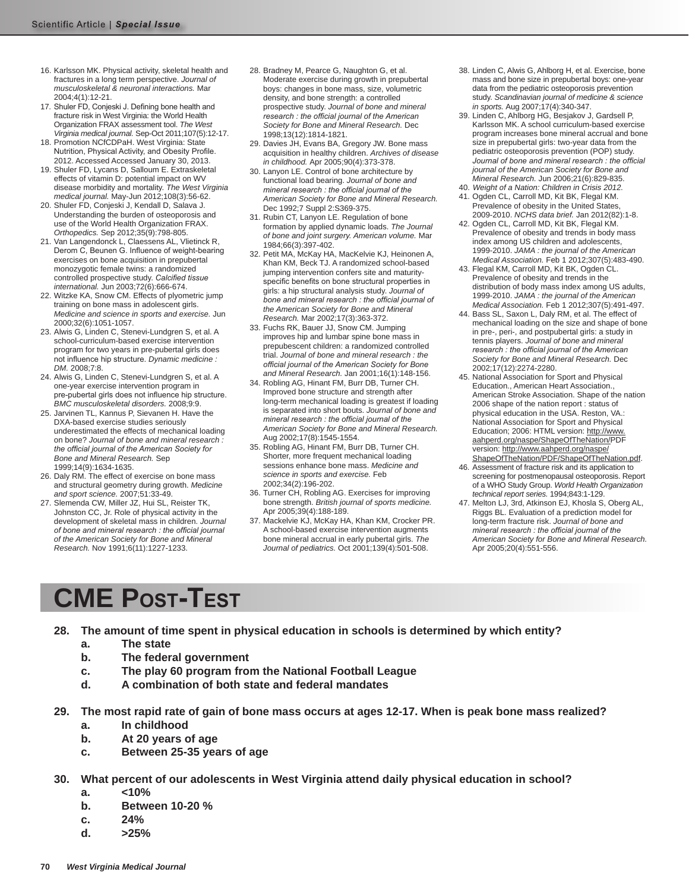16. Karlsson MK. Physical activity, skeletal health and fractures in a long term perspective. *Journal of musculoskeletal & neuronal interactions.* Mar 2004;4(1):12-21.
17. Shuler FD, Conjeski J. Defining bone health and fracture risk in West Virginia: the World Health Organization FRAX assessment tool. *The West Virginia medical journal.* Sep-Oct 2011;107(5):12-17.
18. Promotion NCfCDPaH. West Virginia: State Nutrition, Physical Activity, and Obesity Profile. 2012. Accessed Accessed January 30, 2013.
19. Shuler FD, Lycans D, Salloum E. Extraskeletal effects of vitamin D: potential impact on WV disease morbidity and mortality. *The West Virginia medical journal.* May-Jun 2012;108(3):56-62.
20. Shuler FD, Conjeski J, Kendall D, Salava J. Understanding the burden of osteoporosis and use of the World Health Organization FRAX. *Orthopedics.* Sep 2012;35(9):798-805.
21. Van Langendonck L, Claessens AL, Vlietinck R, Derom C, Beunen G. Influence of weight-bearing exercises on bone acquisition in prepubertal monozygotic female twins: a randomized controlled prospective study. *Calcified tissue international.* Jun 2003;72(6):666-674.
22. Witzke KA, Snow CM. Effects of plyometric jump training on bone mass in adolescent girls. *Medicine and science in sports and exercise.* Jun 2000;32(6):1051-1057.
23. Alwis G, Linden C, Stenevi-Lundgren S, et al. A school-curriculum-based exercise intervention program for two years in pre-pubertal girls does not influence hip structure. *Dynamic medicine : DM.* 2008;7:8.
24. Alwis G, Linden C, Stenevi-Lundgren S, et al. A one-year exercise intervention program in pre-pubertal girls does not influence hip structure. *BMC musculoskeletal disorders.* 2008;9:9.
25. Jarvinen TL, Kannus P, Sievanen H. Have the DXA-based exercise studies seriously underestimated the effects of mechanical loading on bone? *Journal of bone and mineral research : the official journal of the American Society for Bone and Mineral Research.* Sep 1999;14(9):1634-1635.
26. Daly RM. The effect of exercise on bone mass and structural geometry during growth. *Medicine and sport science.* 2007;51:33-49.
27. Slemenda CW, Miller JZ, Hui SL, Reister TK, Johnston CC, Jr. Role of physical activity in the development of skeletal mass in children. *Journal of bone and mineral research : the official journal of the American Society for Bone and Mineral Research.* Nov 1991;6(11):1227-1233.
28. Bradney M, Pearce G, Naughton G, et al. Moderate exercise during growth in prepubertal boys: changes in bone mass, size, volumetric density, and bone strength: a controlled prospective study. *Journal of bone and mineral research : the official journal of the American Society for Bone and Mineral Research.* Dec 1998;13(12):1814-1821.
29. Davies JH, Evans BA, Gregory JW. Bone mass acquisition in healthy children. *Archives of disease in childhood.* Apr 2005;90(4):373-378.
30. Lanyon LE. Control of bone architecture by functional load bearing. *Journal of bone and mineral research : the official journal of the American Society for Bone and Mineral Research.* Dec 1992;7 Suppl 2:S369-375.
31. Rubin CT, Lanyon LE. Regulation of bone formation by applied dynamic loads. *The Journal of bone and joint surgery. American volume.* Mar 1984;66(3):397-402.
32. Petit MA, McKay HA, MacKelvie KJ, Heinonen A, Khan KM, Beck TJ. A randomized school-based jumping intervention confers site and maturity-specific benefits on bone structural properties in girls: a hip structural analysis study. *Journal of bone and mineral research : the official journal of the American Society for Bone and Mineral Research.* Mar 2002;17(3):363-372.
33. Fuchs RK, Bauer JJ, Snow CM. Jumping improves hip and lumbar spine bone mass in prepubescent children: a randomized controlled trial. *Journal of bone and mineral research : the official journal of the American Society for Bone and Mineral Research.* Jan 2001;16(1):148-156.
34. Robling AG, Hinant FM, Burr DB, Turner CH. Improved bone structure and strength after long-term mechanical loading is greatest if loading is separated into short bouts. *Journal of bone and mineral research : the official journal of the American Society for Bone and Mineral Research.* Aug 2002;17(8):1545-1554.
35. Robling AG, Hinant FM, Burr DB, Turner CH. Shorter, more frequent mechanical loading sessions enhance bone mass. *Medicine and science in sports and exercise.* Feb 2002;34(2):196-202.
36. Turner CH, Robling AG. Exercises for improving bone strength. *British journal of sports medicine.* Apr 2005;39(4):188-189.
37. Mackelvie KJ, McKay HA, Khan KM, Crocker PR. A school-based exercise intervention augments bone mineral accrual in early pubertal girls. *The Journal of pediatrics.* Oct 2001;139(4):501-508.
38. Linden C, Alwis G, Ahlborg H, et al. Exercise, bone mass and bone size in prepubertal boys: one-year data from the pediatric osteoporosis prevention study. *Scandinavian journal of medicine & science in sports.* Aug 2007;17(4):340-347.
39. Linden C, Ahlborg HG, Besjakov J, Gardsell P, Karlsson MK. A school curriculum-based exercise program increases bone mineral accrual and bone size in prepubertal girls: two-year data from the pediatric osteoporosis prevention (POP) study. *Journal of bone and mineral research : the official journal of the American Society for Bone and Mineral Research.* Jun 2006;21(6):829-835.
40. *Weight of a Nation: Children in Crisis 2012.*
41. Ogden CL, Carroll MD, Kit BK, Flegal KM. Prevalence of obesity in the United States, 2009-2010. *NCHS data brief.* Jan 2012(82):1-8.
42. Ogden CL, Carroll MD, Kit BK, Flegal KM. Prevalence of obesity and trends in body mass index among US children and adolescents, 1999-2010. *JAMA : the journal of the American Medical Association.* Feb 1 2012;307(5):483-490.
43. Flegal KM, Carroll MD, Kit BK, Ogden CL. Prevalence of obesity and trends in the distribution of body mass index among US adults, 1999-2010. *JAMA : the journal of the American Medical Association.* Feb 1 2012;307(5):491-497.
44. Bass SL, Saxon L, Daly RM, et al. The effect of mechanical loading on the size and shape of bone in pre-, peri-, and postpubertal girls: a study in tennis players. *Journal of bone and mineral research : the official journal of the American Society for Bone and Mineral Research.* Dec 2002;17(12):2274-2280.
45. National Association for Sport and Physical Education., American Heart Association., American Stroke Association. Shape of the nation 2006 shape of the nation report : status of physical education in the USA. Reston, VA.: National Association for Sport and Physical Education; 2006: HTML version: http://www.aahperd.org/naspe/ShapeOfTheNation/PDF version: http://www.aahperd.org/naspe/ShapeOfTheNation/PDF/ShapeOfTheNation.pdf.
46. Assessment of fracture risk and its application to screening for postmenopausal osteoporosis. Report of a WHO Study Group. *World Health Organization technical report series.* 1994;843:1-129.
47. Melton LJ, 3rd, Atkinson EJ, Khosla S, Oberg AL, Riggs BL. Evaluation of a prediction model for long-term fracture risk. *Journal of bone and mineral research : the official journal of the American Society for Bone and Mineral Research.* Apr 2005;20(4):551-556.

# CME Post-Test

**28. The amount of time spent in physical education in schools is determined by which entity?**

- **a. The state**
- **b. The federal government**
- **c. The play 60 program from the National Football League**
- **d. A combination of both state and federal mandates**

**29. The most rapid rate of gain of bone mass occurs at ages 12-17. When is peak bone mass realized?**

- **a. In childhood**
- **b. At 20 years of age**
- **c. Between 25-35 years of age**

**30. What percent of our adolescents in West Virginia attend daily physical education in school?**

- **a. <10%**
- **b. Between 10-20 %**
- **c. 24%**
- **d. >25%**